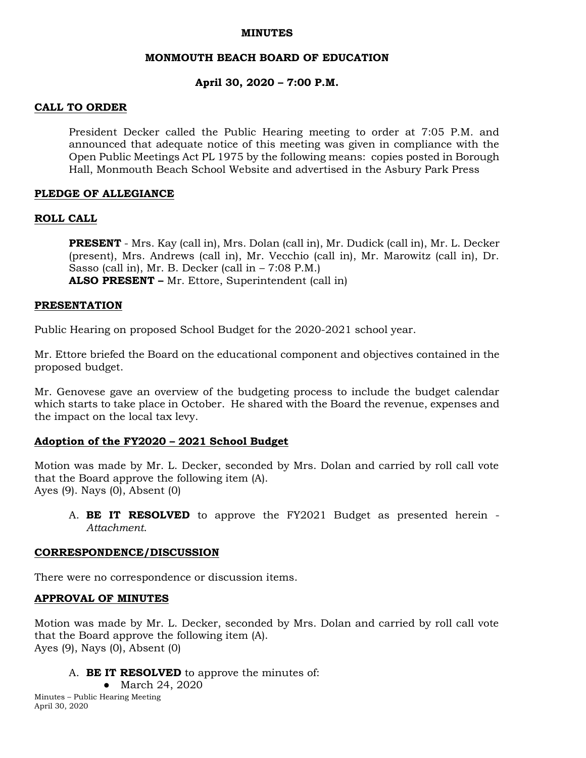**MINUTES**

**MONMOUTH BEACH BOARD OF EDUCATION**

**April 30, 2020 – 7:00 P.M.**

## CALL TO ORDER

President Decker called the Public Hearing meeting to order at 7:05 P.M. and announced that adequate notice of this meeting was given in compliance with the Open Public Meetings Act PL 1975 by the following means: copies posted in Borough Hall, Monmouth Beach School Website and advertised in the Asbury Park Press

## PLEDGE OF ALLEGIANCE

## ROLL CALL

**PRESENT** - Mrs. Kay (call in), Mrs. Dolan (call in), Mr. Dudick (call in), Mr. L. Decker (present), Mrs. Andrews (call in), Mr. Vecchio (call in), Mr. Marowitz (call in), Dr. Sasso (call in), Mr. B. Decker (call in – 7:08 P.M.)
**ALSO PRESENT –** Mr. Ettore, Superintendent (call in)

## PRESENTATION

Public Hearing on proposed School Budget for the 2020-2021 school year.

Mr. Ettore briefed the Board on the educational component and objectives contained in the proposed budget.

Mr. Genovese gave an overview of the budgeting process to include the budget calendar which starts to take place in October. He shared with the Board the revenue, expenses and the impact on the local tax levy.

## Adoption of the FY2020 – 2021 School Budget

Motion was made by Mr. L. Decker, seconded by Mrs. Dolan and carried by roll call vote that the Board approve the following item (A).
Ayes (9). Nays (0), Absent (0)

A. **BE IT RESOLVED** to approve the FY2021 Budget as presented herein - *Attachment*.

## CORRESPONDENCE/DISCUSSION

There were no correspondence or discussion items.

## APPROVAL OF MINUTES

Motion was made by Mr. L. Decker, seconded by Mrs. Dolan and carried by roll call vote that the Board approve the following item (A).
Ayes (9), Nays (0), Absent (0)

A. **BE IT RESOLVED** to approve the minutes of:
   - March 24, 2020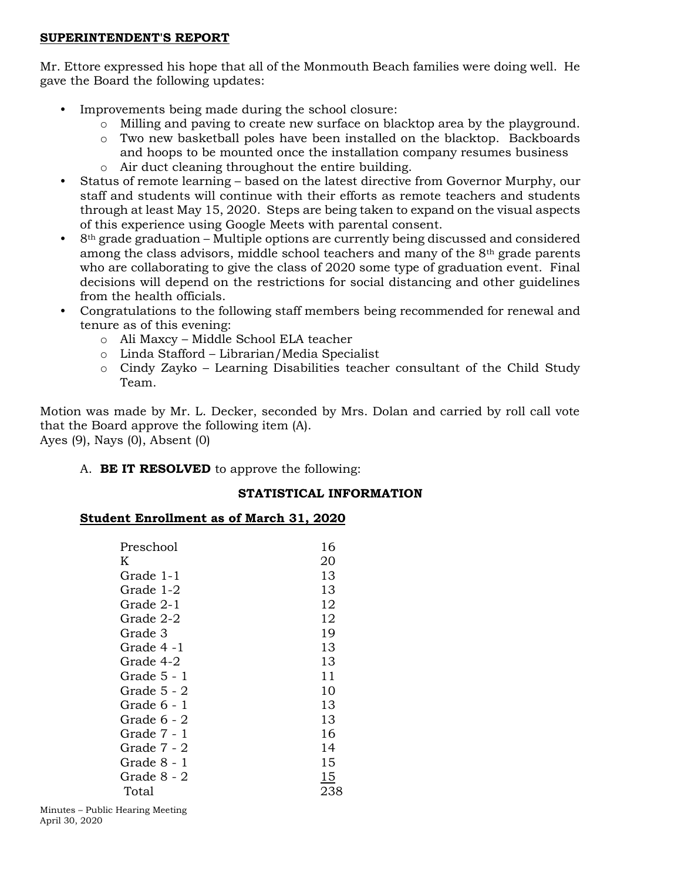## SUPERINTENDENT'S REPORT

Mr. Ettore expressed his hope that all of the Monmouth Beach families were doing well. He gave the Board the following updates:

- Improvements being made during the school closure:
  - Milling and paving to create new surface on blacktop area by the playground.
  - Two new basketball poles have been installed on the blacktop. Backboards and hoops to be mounted once the installation company resumes business
  - Air duct cleaning throughout the entire building.
- Status of remote learning – based on the latest directive from Governor Murphy, our staff and students will continue with their efforts as remote teachers and students through at least May 15, 2020. Steps are being taken to expand on the visual aspects of this experience using Google Meets with parental consent.
- 8th grade graduation – Multiple options are currently being discussed and considered among the class advisors, middle school teachers and many of the 8th grade parents who are collaborating to give the class of 2020 some type of graduation event. Final decisions will depend on the restrictions for social distancing and other guidelines from the health officials.
- Congratulations to the following staff members being recommended for renewal and tenure as of this evening:
  - Ali Maxcy – Middle School ELA teacher
  - Linda Stafford – Librarian/Media Specialist
  - Cindy Zayko – Learning Disabilities teacher consultant of the Child Study Team.

Motion was made by Mr. L. Decker, seconded by Mrs. Dolan and carried by roll call vote that the Board approve the following item (A).
Ayes (9), Nays (0), Absent (0)

A. **BE IT RESOLVED** to approve the following:

**STATISTICAL INFORMATION**

**Student Enrollment as of March 31, 2020**

| Grade | Enrollment |
|---|---|
| Preschool | 16 |
| K | 20 |
| Grade 1-1 | 13 |
| Grade 1-2 | 13 |
| Grade 2-1 | 12 |
| Grade 2-2 | 12 |
| Grade 3 | 19 |
| Grade 4 -1 | 13 |
| Grade 4-2 | 13 |
| Grade 5 - 1 | 11 |
| Grade 5 - 2 | 10 |
| Grade 6 - 1 | 13 |
| Grade 6 - 2 | 13 |
| Grade 7 - 1 | 16 |
| Grade 7 - 2 | 14 |
| Grade 8 - 1 | 15 |
| Grade 8 - 2 | 15 |
| Total | 238 |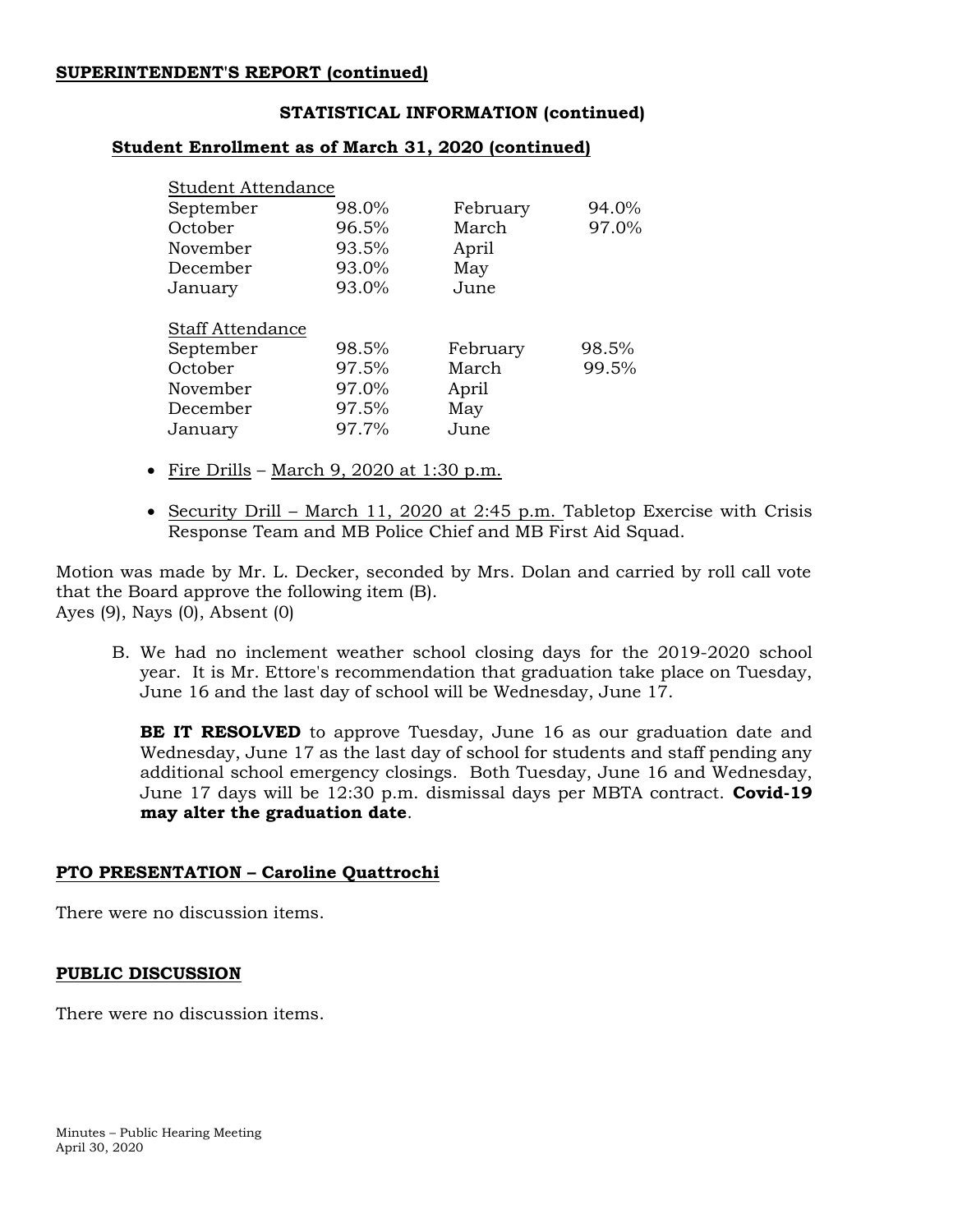**SUPERINTENDENT'S REPORT (continued)**

**STATISTICAL INFORMATION (continued)**

**Student Enrollment as of March 31, 2020 (continued)**

Student Attendance

| | | | |
|---|---|---|---|
| September | 98.0% | February | 94.0% |
| October | 96.5% | March | 97.0% |
| November | 93.5% | April | |
| December | 93.0% | May | |
| January | 93.0% | June | |

Staff Attendance

| | | | |
|---|---|---|---|
| September | 98.5% | February | 98.5% |
| October | 97.5% | March | 99.5% |
| November | 97.0% | April | |
| December | 97.5% | May | |
| January | 97.7% | June | |

- Fire Drills – March 9, 2020 at 1:30 p.m.
- Security Drill – March 11, 2020 at 2:45 p.m. Tabletop Exercise with Crisis Response Team and MB Police Chief and MB First Aid Squad.

Motion was made by Mr. L. Decker, seconded by Mrs. Dolan and carried by roll call vote that the Board approve the following item (B).
Ayes (9), Nays (0), Absent (0)

B. We had no inclement weather school closing days for the 2019-2020 school year. It is Mr. Ettore's recommendation that graduation take place on Tuesday, June 16 and the last day of school will be Wednesday, June 17.

**BE IT RESOLVED** to approve Tuesday, June 16 as our graduation date and Wednesday, June 17 as the last day of school for students and staff pending any additional school emergency closings. Both Tuesday, June 16 and Wednesday, June 17 days will be 12:30 p.m. dismissal days per MBTA contract. **Covid-19 may alter the graduation date**.

**PTO PRESENTATION – Caroline Quattrochi**

There were no discussion items.

**PUBLIC DISCUSSION**

There were no discussion items.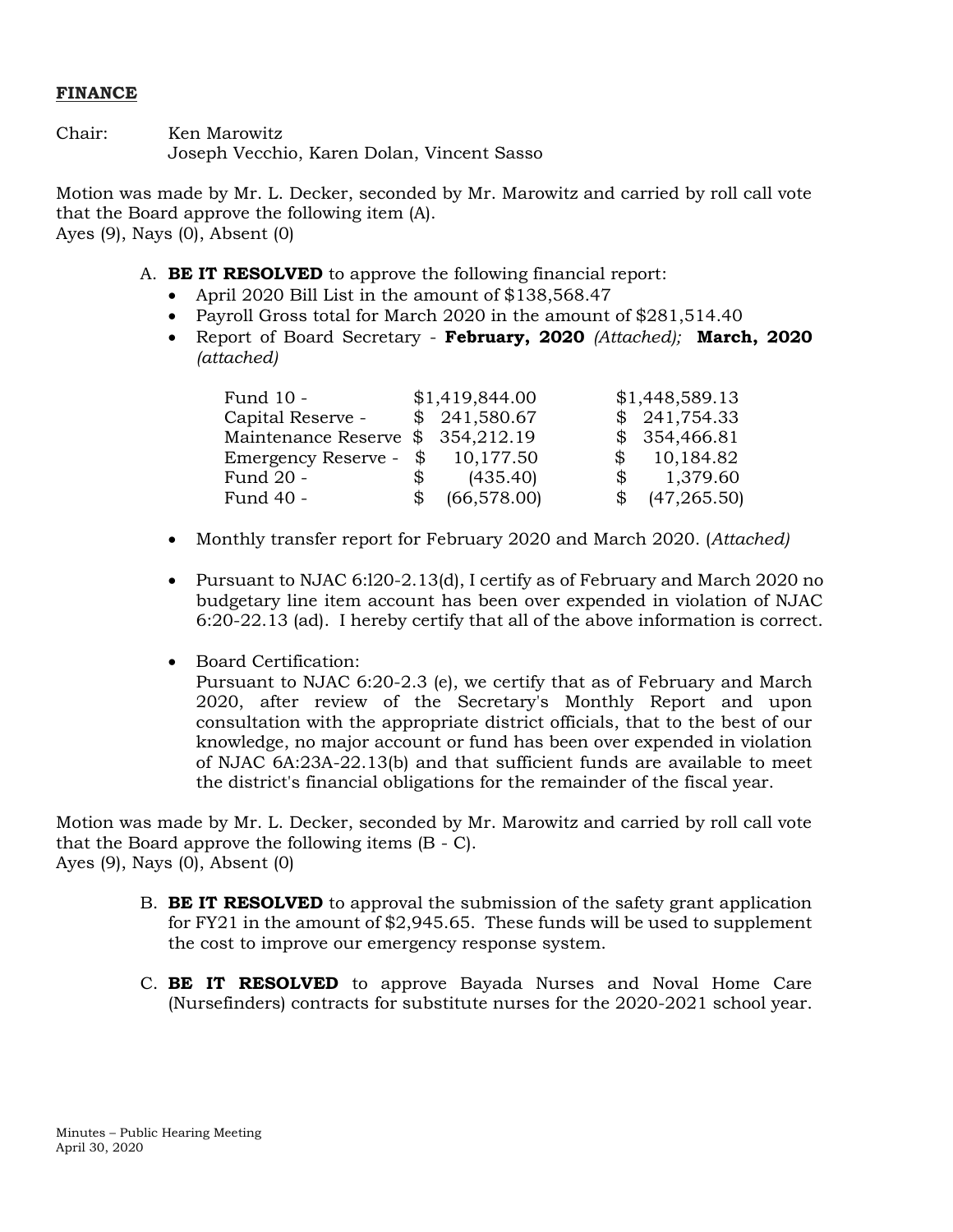**FINANCE**

Chair: Ken Marowitz
Joseph Vecchio, Karen Dolan, Vincent Sasso

Motion was made by Mr. L. Decker, seconded by Mr. Marowitz and carried by roll call vote that the Board approve the following item (A).
Ayes (9), Nays (0), Absent (0)

A. **BE IT RESOLVED** to approve the following financial report:
   - April 2020 Bill List in the amount of $138,568.47
   - Payroll Gross total for March 2020 in the amount of $281,514.40
   - Report of Board Secretary - **February, 2020** *(Attached);* **March, 2020** *(attached)*

| | | |
|---|---|---|
| Fund 10 - | $1,419,844.00 | $1,448,589.13 |
| Capital Reserve - | $ 241,580.67 | $ 241,754.33 |
| Maintenance Reserve | $ 354,212.19 | $ 354,466.81 |
| Emergency Reserve - | $ 10,177.50 | $ 10,184.82 |
| Fund 20 - | $ (435.40) | $ 1,379.60 |
| Fund 40 - | $ (66,578.00) | $ (47,265.50) |

   - Monthly transfer report for February 2020 and March 2020. (*Attached)*

   - Pursuant to NJAC 6:l20-2.13(d), I certify as of February and March 2020 no budgetary line item account has been over expended in violation of NJAC 6:20-22.13 (ad). I hereby certify that all of the above information is correct.

   - Board Certification:
     Pursuant to NJAC 6:20-2.3 (e), we certify that as of February and March 2020, after review of the Secretary's Monthly Report and upon consultation with the appropriate district officials, that to the best of our knowledge, no major account or fund has been over expended in violation of NJAC 6A:23A-22.13(b) and that sufficient funds are available to meet the district's financial obligations for the remainder of the fiscal year.

Motion was made by Mr. L. Decker, seconded by Mr. Marowitz and carried by roll call vote that the Board approve the following items (B - C).
Ayes (9), Nays (0), Absent (0)

B. **BE IT RESOLVED** to approval the submission of the safety grant application for FY21 in the amount of $2,945.65. These funds will be used to supplement the cost to improve our emergency response system.

C. **BE IT RESOLVED** to approve Bayada Nurses and Noval Home Care (Nursefinders) contracts for substitute nurses for the 2020-2021 school year.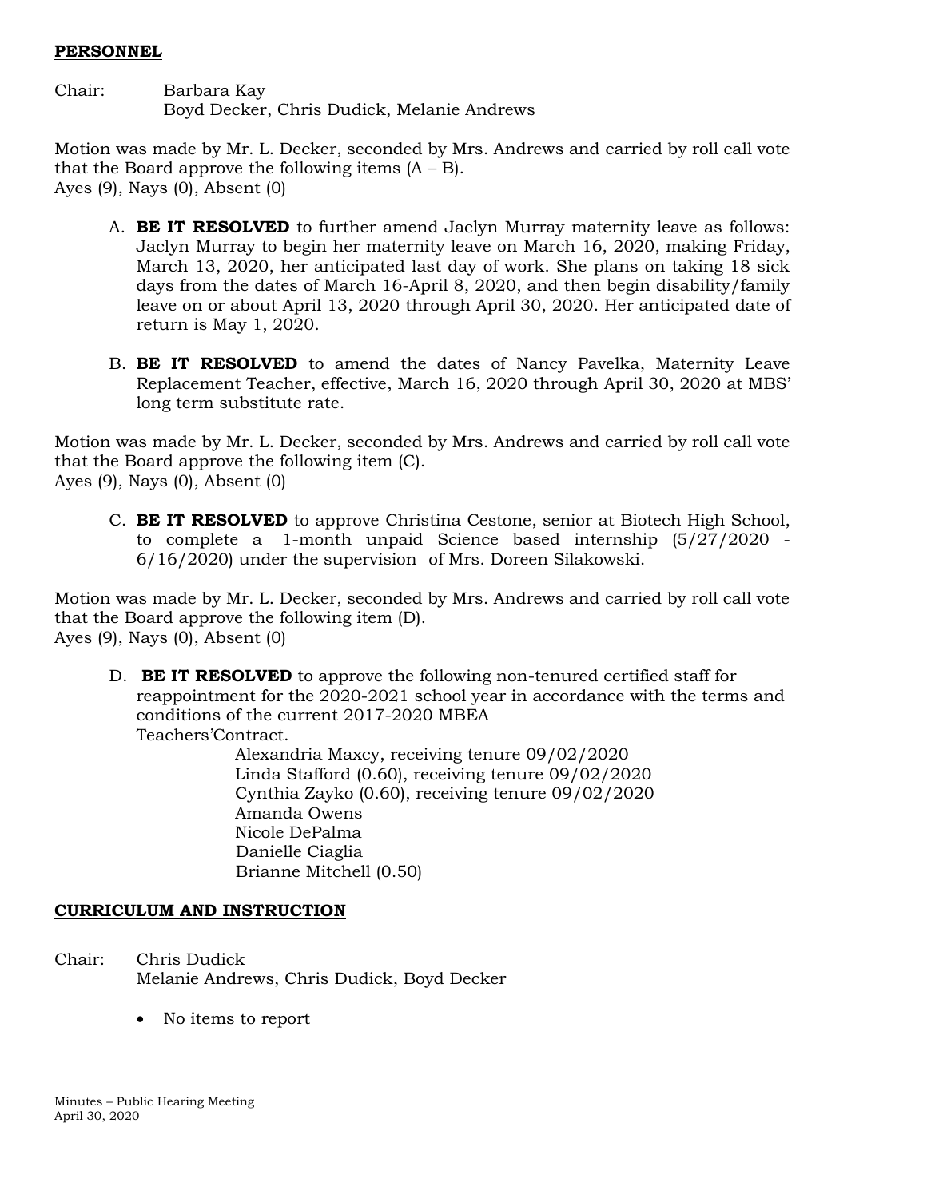**PERSONNEL**

Chair: Barbara Kay
Boyd Decker, Chris Dudick, Melanie Andrews

Motion was made by Mr. L. Decker, seconded by Mrs. Andrews and carried by roll call vote that the Board approve the following items (A – B).
Ayes (9), Nays (0), Absent (0)

A. **BE IT RESOLVED** to further amend Jaclyn Murray maternity leave as follows: Jaclyn Murray to begin her maternity leave on March 16, 2020, making Friday, March 13, 2020, her anticipated last day of work. She plans on taking 18 sick days from the dates of March 16-April 8, 2020, and then begin disability/family leave on or about April 13, 2020 through April 30, 2020. Her anticipated date of return is May 1, 2020.

B. **BE IT RESOLVED** to amend the dates of Nancy Pavelka, Maternity Leave Replacement Teacher, effective, March 16, 2020 through April 30, 2020 at MBS' long term substitute rate.

Motion was made by Mr. L. Decker, seconded by Mrs. Andrews and carried by roll call vote that the Board approve the following item (C).
Ayes (9), Nays (0), Absent (0)

C. **BE IT RESOLVED** to approve Christina Cestone, senior at Biotech High School, to complete a 1-month unpaid Science based internship (5/27/2020 - 6/16/2020) under the supervision of Mrs. Doreen Silakowski.

Motion was made by Mr. L. Decker, seconded by Mrs. Andrews and carried by roll call vote that the Board approve the following item (D).
Ayes (9), Nays (0), Absent (0)

D. **BE IT RESOLVED** to approve the following non-tenured certified staff for reappointment for the 2020-2021 school year in accordance with the terms and conditions of the current 2017-2020 MBEA Teachers'Contract.

Alexandria Maxcy, receiving tenure 09/02/2020
Linda Stafford (0.60), receiving tenure 09/02/2020
Cynthia Zayko (0.60), receiving tenure 09/02/2020
Amanda Owens
Nicole DePalma
Danielle Ciaglia
Brianne Mitchell (0.50)

**CURRICULUM AND INSTRUCTION**

Chair: Chris Dudick
Melanie Andrews, Chris Dudick, Boyd Decker

- No items to report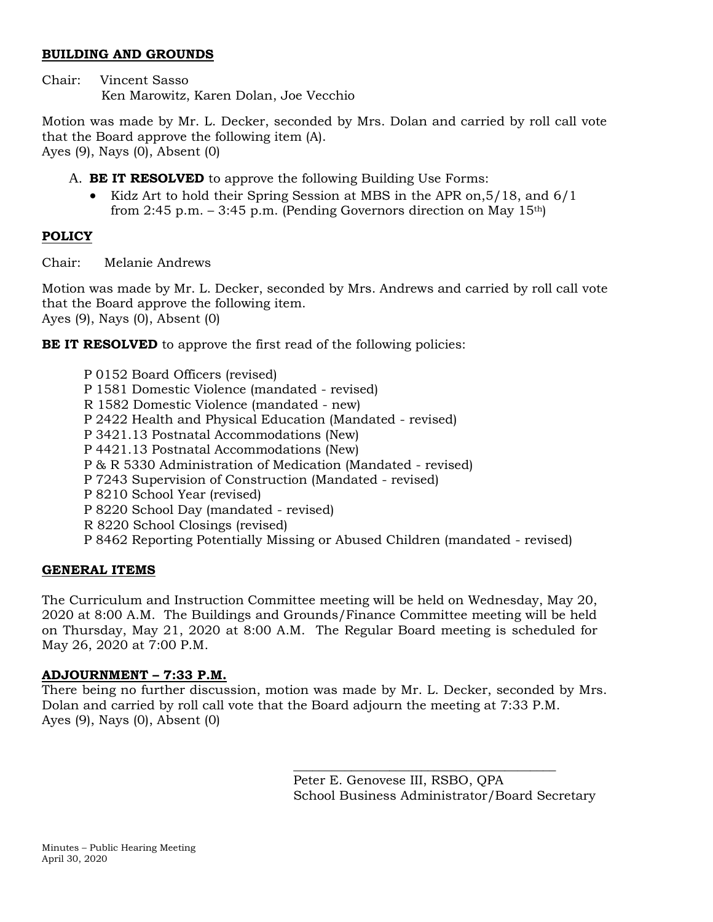**BUILDING AND GROUNDS**

Chair: Vincent Sasso
Ken Marowitz, Karen Dolan, Joe Vecchio

Motion was made by Mr. L. Decker, seconded by Mrs. Dolan and carried by roll call vote that the Board approve the following item (A).
Ayes (9), Nays (0), Absent (0)

A. **BE IT RESOLVED** to approve the following Building Use Forms:
   - Kidz Art to hold their Spring Session at MBS in the APR on,5/18, and 6/1 from 2:45 p.m. – 3:45 p.m. (Pending Governors direction on May 15th)

**POLICY**

Chair: Melanie Andrews

Motion was made by Mr. L. Decker, seconded by Mrs. Andrews and carried by roll call vote that the Board approve the following item.
Ayes (9), Nays (0), Absent (0)

**BE IT RESOLVED** to approve the first read of the following policies:

P 0152 Board Officers (revised)
P 1581 Domestic Violence (mandated - revised)
R 1582 Domestic Violence (mandated - new)
P 2422 Health and Physical Education (Mandated - revised)
P 3421.13 Postnatal Accommodations (New)
P 4421.13 Postnatal Accommodations (New)
P & R 5330 Administration of Medication (Mandated - revised)
P 7243 Supervision of Construction (Mandated - revised)
P 8210 School Year (revised)
P 8220 School Day (mandated - revised)
R 8220 School Closings (revised)
P 8462 Reporting Potentially Missing or Abused Children (mandated - revised)

**GENERAL ITEMS**

The Curriculum and Instruction Committee meeting will be held on Wednesday, May 20, 2020 at 8:00 A.M. The Buildings and Grounds/Finance Committee meeting will be held on Thursday, May 21, 2020 at 8:00 A.M. The Regular Board meeting is scheduled for May 26, 2020 at 7:00 P.M.

**ADJOURNMENT – 7:33 P.M.**

There being no further discussion, motion was made by Mr. L. Decker, seconded by Mrs. Dolan and carried by roll call vote that the Board adjourn the meeting at 7:33 P.M.
Ayes (9), Nays (0), Absent (0)

\_\_\_\_\_\_\_\_\_\_\_\_\_\_\_\_\_\_\_\_\_\_\_\_\_\_\_\_\_\_\_\_\_\_\_\_\_\_\_\_\_\_\_\_
Peter E. Genovese III, RSBO, QPA
School Business Administrator/Board Secretary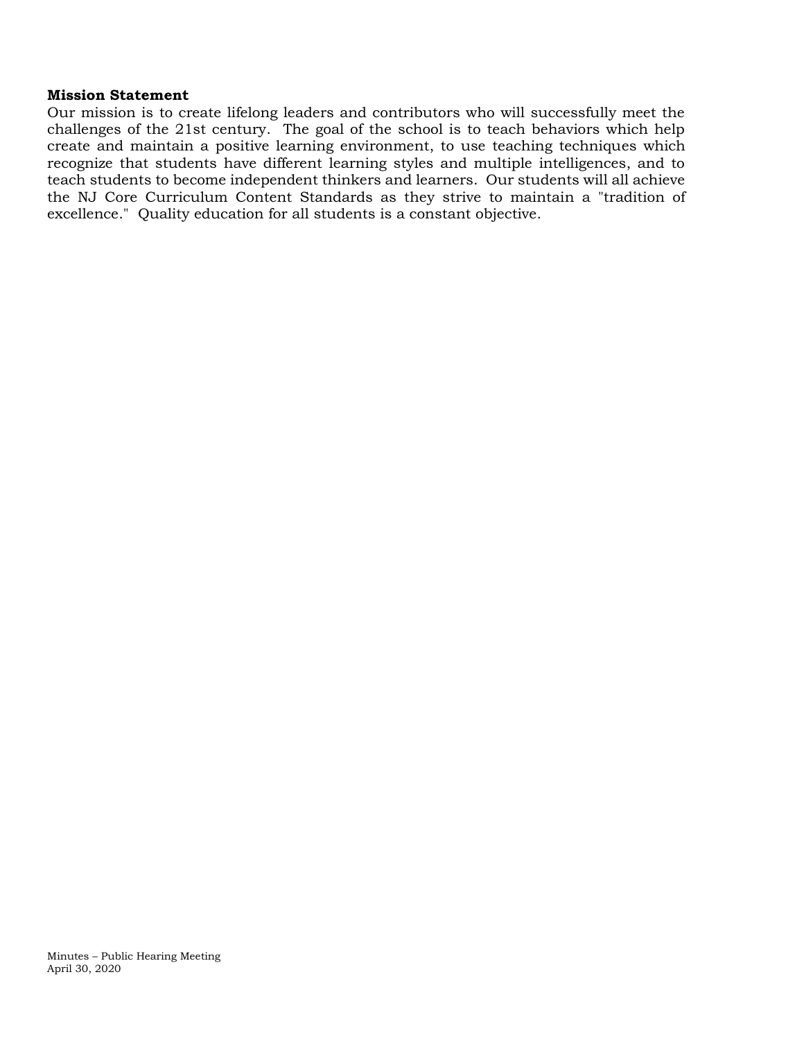**Mission Statement**

Our mission is to create lifelong leaders and contributors who will successfully meet the challenges of the 21st century. The goal of the school is to teach behaviors which help create and maintain a positive learning environment, to use teaching techniques which recognize that students have different learning styles and multiple intelligences, and to teach students to become independent thinkers and learners. Our students will all achieve the NJ Core Curriculum Content Standards as they strive to maintain a "tradition of excellence." Quality education for all students is a constant objective.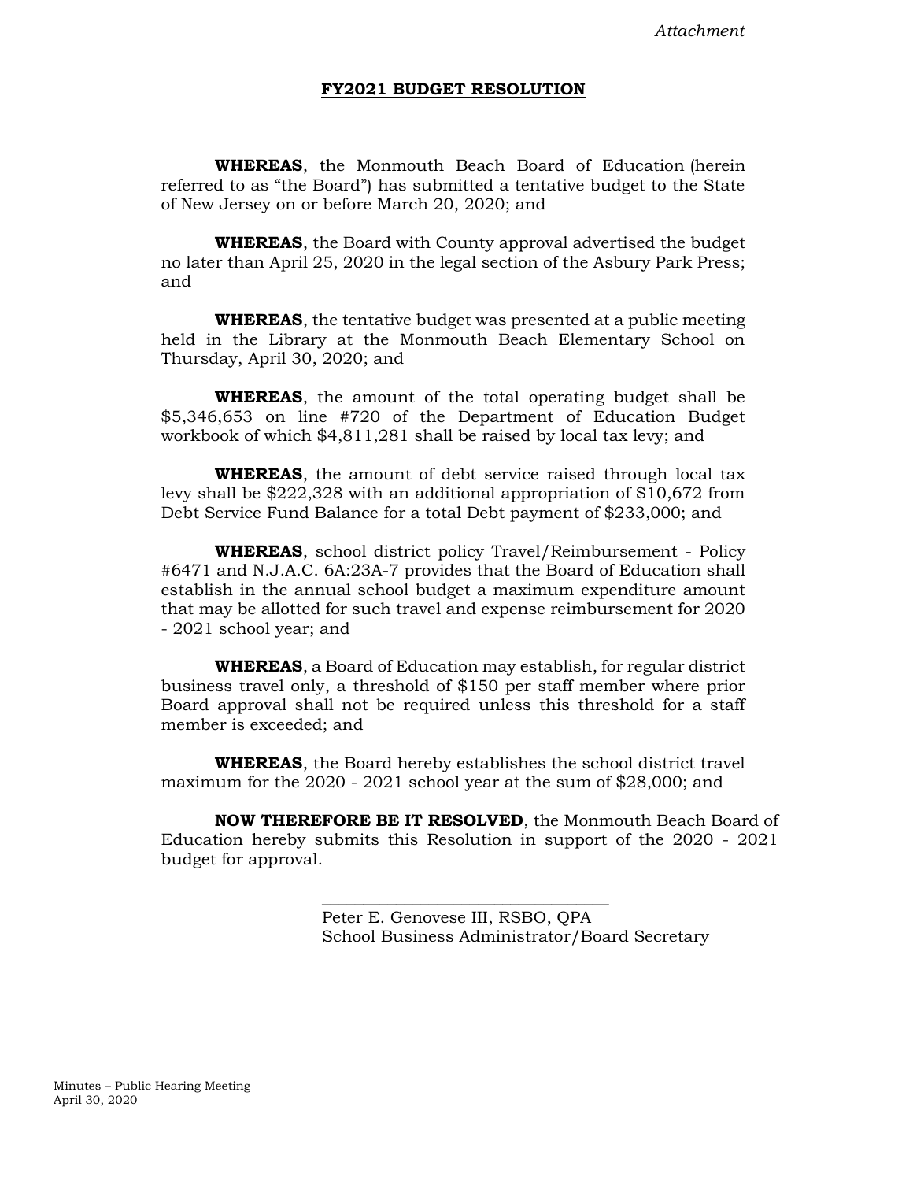*Attachment*

**FY2021 BUDGET RESOLUTION**

**WHEREAS**, the Monmouth Beach Board of Education (herein referred to as "the Board") has submitted a tentative budget to the State of New Jersey on or before March 20, 2020; and

**WHEREAS**, the Board with County approval advertised the budget no later than April 25, 2020 in the legal section of the Asbury Park Press; and

**WHEREAS**, the tentative budget was presented at a public meeting held in the Library at the Monmouth Beach Elementary School on Thursday, April 30, 2020; and

**WHEREAS**, the amount of the total operating budget shall be $5,346,653 on line #720 of the Department of Education Budget workbook of which $4,811,281 shall be raised by local tax levy; and

**WHEREAS**, the amount of debt service raised through local tax levy shall be $222,328 with an additional appropriation of $10,672 from Debt Service Fund Balance for a total Debt payment of $233,000; and

**WHEREAS**, school district policy Travel/Reimbursement - Policy #6471 and N.J.A.C. 6A:23A-7 provides that the Board of Education shall establish in the annual school budget a maximum expenditure amount that may be allotted for such travel and expense reimbursement for 2020 - 2021 school year; and

**WHEREAS**, a Board of Education may establish, for regular district business travel only, a threshold of $150 per staff member where prior Board approval shall not be required unless this threshold for a staff member is exceeded; and

**WHEREAS**, the Board hereby establishes the school district travel maximum for the 2020 - 2021 school year at the sum of $28,000; and

**NOW THEREFORE BE IT RESOLVED**, the Monmouth Beach Board of Education hereby submits this Resolution in support of the 2020 - 2021 budget for approval.

\_\_\_\_\_\_\_\_\_\_\_\_\_\_\_\_\_\_\_\_\_\_\_\_\_\_\_\_\_\_\_\_\_\_\_\_

Peter E. Genovese III, RSBO, QPA
School Business Administrator/Board Secretary

Minutes – Public Hearing Meeting
April 30, 2020